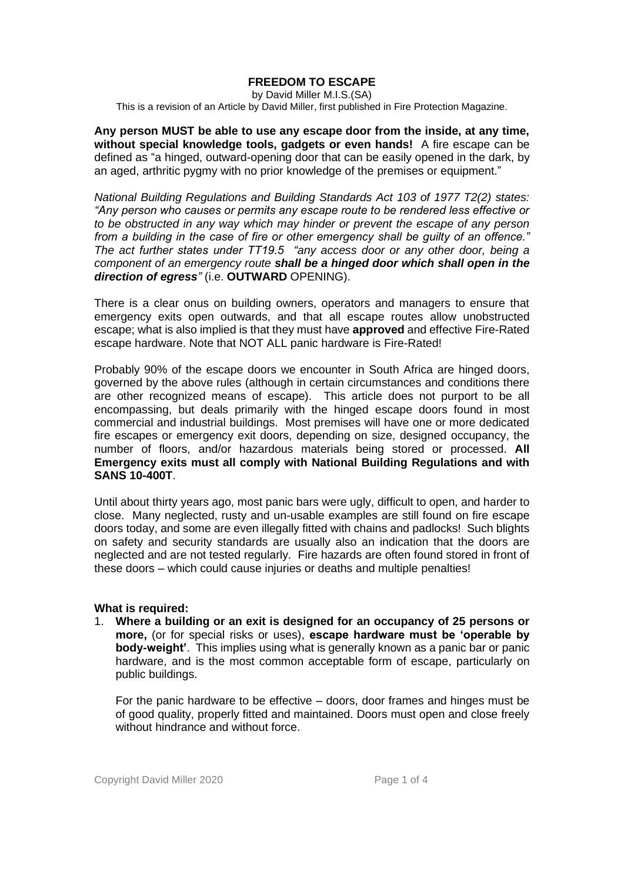# FREEDOM TO ESCAPE

by David Miller M.I.S.(SA)

This is a revision of an Article by David Miller, first published in Fire Protection Magazine.

**Any person MUST be able to use any escape door from the inside, at any time, without special knowledge tools, gadgets or even hands!** A fire escape can be defined as "a hinged, outward-opening door that can be easily opened in the dark, by an aged, arthritic pygmy with no prior knowledge of the premises or equipment."

*National Building Regulations and Building Standards Act 103 of 1977 T2(2) states: "Any person who causes or permits any escape route to be rendered less effective or to be obstructed in any way which may hinder or prevent the escape of any person from a building in the case of fire or other emergency shall be guilty of an offence." The act further states under TT19.5 "any access door or any other door, being a component of an emergency route* ***shall be a hinged door which shall open in the direction of egress****"* (i.e. **OUTWARD** OPENING).

There is a clear onus on building owners, operators and managers to ensure that emergency exits open outwards, and that all escape routes allow unobstructed escape; what is also implied is that they must have **approved** and effective Fire-Rated escape hardware. Note that NOT ALL panic hardware is Fire-Rated!

Probably 90% of the escape doors we encounter in South Africa are hinged doors, governed by the above rules (although in certain circumstances and conditions there are other recognized means of escape). This article does not purport to be all encompassing, but deals primarily with the hinged escape doors found in most commercial and industrial buildings. Most premises will have one or more dedicated fire escapes or emergency exit doors, depending on size, designed occupancy, the number of floors, and/or hazardous materials being stored or processed. **All Emergency exits must all comply with National Building Regulations and with SANS 10-400T**.

Until about thirty years ago, most panic bars were ugly, difficult to open, and harder to close. Many neglected, rusty and un-usable examples are still found on fire escape doors today, and some are even illegally fitted with chains and padlocks! Such blights on safety and security standards are usually also an indication that the doors are neglected and are not tested regularly. Fire hazards are often found stored in front of these doors – which could cause injuries or deaths and multiple penalties!

**What is required:**

1. **Where a building or an exit is designed for an occupancy of 25 persons or more,** (or for special risks or uses), **escape hardware must be 'operable by body-weight'**. This implies using what is generally known as a panic bar or panic hardware, and is the most common acceptable form of escape, particularly on public buildings.

   For the panic hardware to be effective – doors, door frames and hinges must be of good quality, properly fitted and maintained. Doors must open and close freely without hindrance and without force.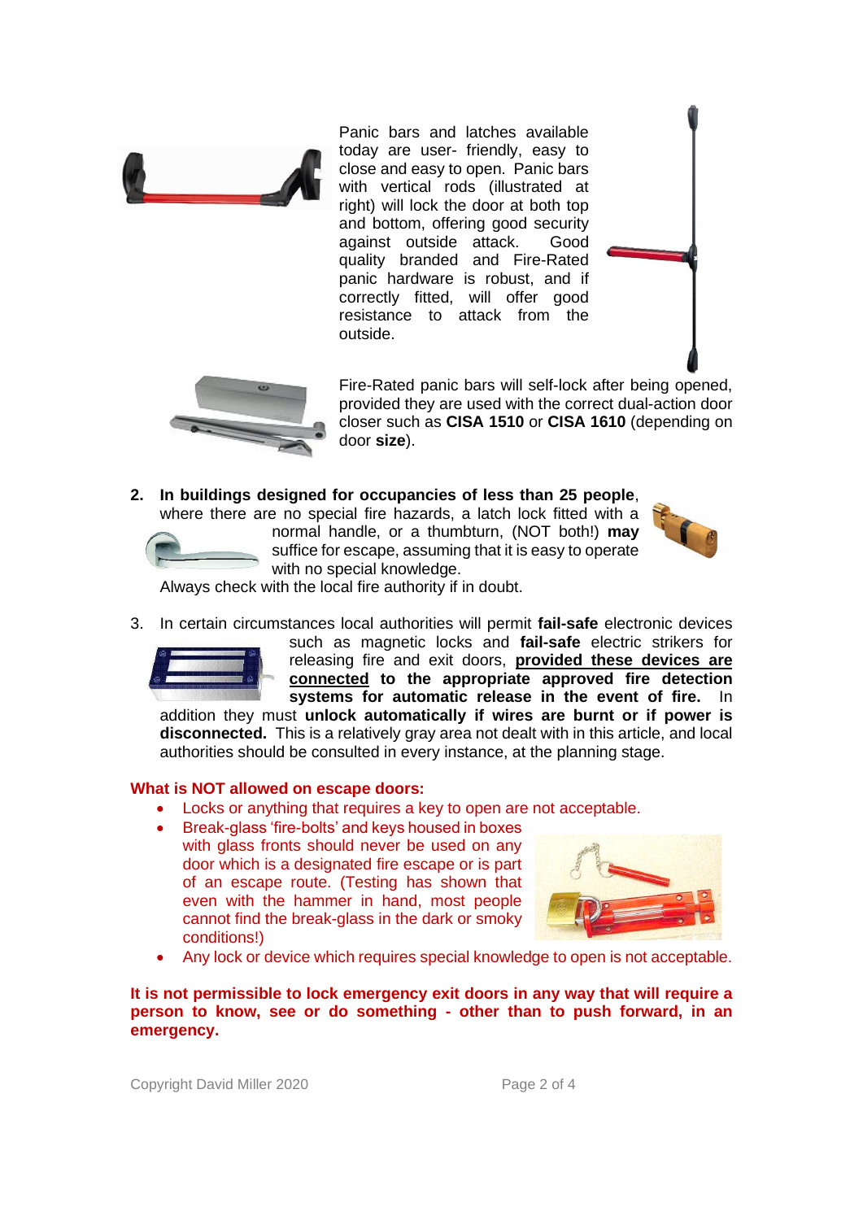Panic bars and latches available today are user- friendly, easy to close and easy to open. Panic bars with vertical rods (illustrated at right) will lock the door at both top and bottom, offering good security against outside attack. Good quality branded and Fire-Rated panic hardware is robust, and if correctly fitted, will offer good resistance to attack from the outside.

Fire-Rated panic bars will self-lock after being opened, provided they are used with the correct dual-action door closer such as **CISA 1510** or **CISA 1610** (depending on door **size**).

2. **In buildings designed for occupancies of less than 25 people**, where there are no special fire hazards, a latch lock fitted with a normal handle, or a thumbturn, (NOT both!) **may** suffice for escape, assuming that it is easy to operate with no special knowledge.
   Always check with the local fire authority if in doubt.

3. In certain circumstances local authorities will permit **fail-safe** electronic devices such as magnetic locks and **fail-safe** electric strikers for releasing fire and exit doors, **<u>provided these devices are connected</u> to the appropriate approved fire detection systems for automatic release in the event of fire.** In addition they must **unlock automatically if wires are burnt or if power is disconnected.** This is a relatively gray area not dealt with in this article, and local authorities should be consulted in every instance, at the planning stage.

**What is NOT allowed on escape doors:**

- Locks or anything that requires a key to open are not acceptable.
- Break-glass 'fire-bolts' and keys housed in boxes with glass fronts should never be used on any door which is a designated fire escape or is part of an escape route. (Testing has shown that even with the hammer in hand, most people cannot find the break-glass in the dark or smoky conditions!)
- Any lock or device which requires special knowledge to open is not acceptable.

**It is not permissible to lock emergency exit doors in any way that will require a person to know, see or do something - other than to push forward, in an emergency.**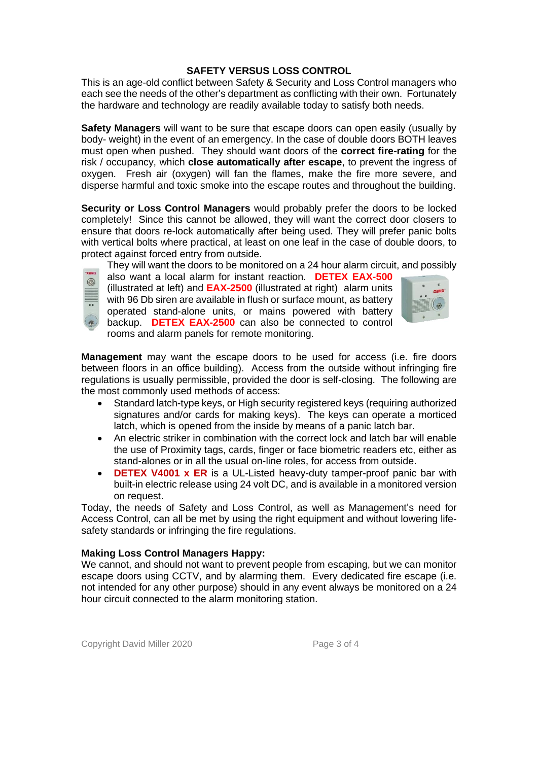## SAFETY VERSUS LOSS CONTROL

This is an age-old conflict between Safety & Security and Loss Control managers who each see the needs of the other's department as conflicting with their own. Fortunately the hardware and technology are readily available today to satisfy both needs.

**Safety Managers** will want to be sure that escape doors can open easily (usually by body- weight) in the event of an emergency. In the case of double doors BOTH leaves must open when pushed. They should want doors of the **correct fire-rating** for the risk / occupancy, which **close automatically after escape**, to prevent the ingress of oxygen. Fresh air (oxygen) will fan the flames, make the fire more severe, and disperse harmful and toxic smoke into the escape routes and throughout the building.

**Security or Loss Control Managers** would probably prefer the doors to be locked completely! Since this cannot be allowed, they will want the correct door closers to ensure that doors re-lock automatically after being used. They will prefer panic bolts with vertical bolts where practical, at least on one leaf in the case of double doors, to protect against forced entry from outside.

They will want the doors to be monitored on a 24 hour alarm circuit, and possibly also want a local alarm for instant reaction. **DETEX EAX-500** (illustrated at left) and **EAX-2500** (illustrated at right) alarm units with 96 Db siren are available in flush or surface mount, as battery operated stand-alone units, or mains powered with battery backup. **DETEX EAX-2500** can also be connected to control rooms and alarm panels for remote monitoring.

**Management** may want the escape doors to be used for access (i.e. fire doors between floors in an office building). Access from the outside without infringing fire regulations is usually permissible, provided the door is self-closing. The following are the most commonly used methods of access:

- Standard latch-type keys, or High security registered keys (requiring authorized signatures and/or cards for making keys). The keys can operate a morticed latch, which is opened from the inside by means of a panic latch bar.
- An electric striker in combination with the correct lock and latch bar will enable the use of Proximity tags, cards, finger or face biometric readers etc, either as stand-alones or in all the usual on-line roles, for access from outside.
- **DETEX V4001 x ER** is a UL-Listed heavy-duty tamper-proof panic bar with built-in electric release using 24 volt DC, and is available in a monitored version on request.

Today, the needs of Safety and Loss Control, as well as Management's need for Access Control, can all be met by using the right equipment and without lowering life-safety standards or infringing the fire regulations.

**Making Loss Control Managers Happy:**

We cannot, and should not want to prevent people from escaping, but we can monitor escape doors using CCTV, and by alarming them. Every dedicated fire escape (i.e. not intended for any other purpose) should in any event always be monitored on a 24 hour circuit connected to the alarm monitoring station.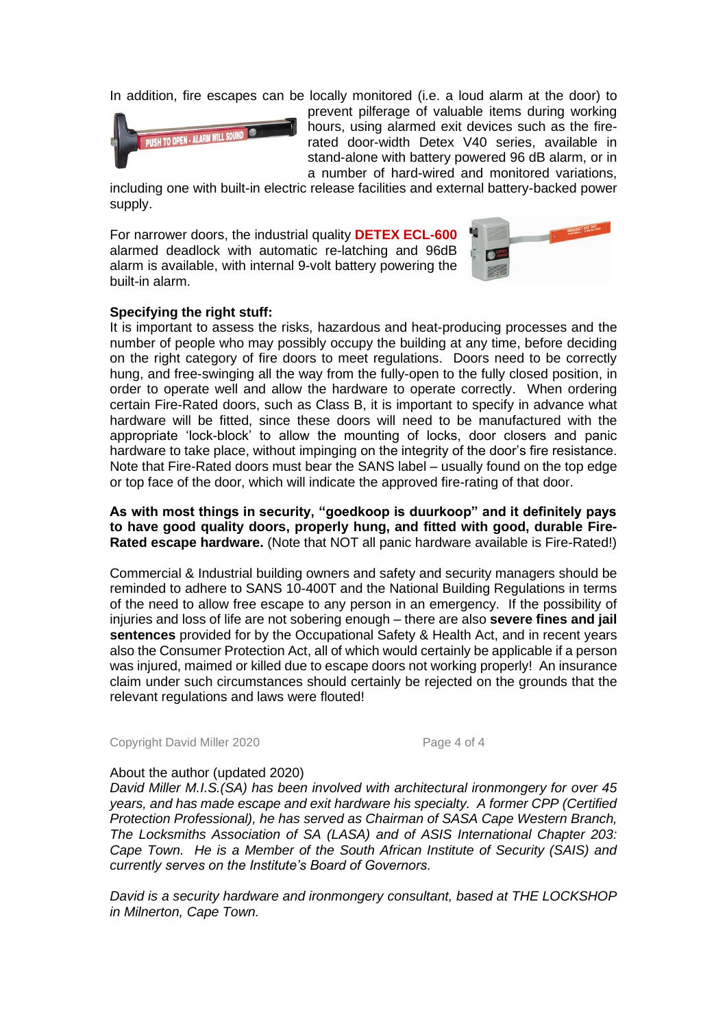In addition, fire escapes can be locally monitored (i.e. a loud alarm at the door) to prevent pilferage of valuable items during working hours, using alarmed exit devices such as the fire-rated door-width Detex V40 series, available in stand-alone with battery powered 96 dB alarm, or in a number of hard-wired and monitored variations, including one with built-in electric release facilities and external battery-backed power supply.

For narrower doors, the industrial quality **DETEX ECL-600** alarmed deadlock with automatic re-latching and 96dB alarm is available, with internal 9-volt battery powering the built-in alarm.

**Specifying the right stuff:**

It is important to assess the risks, hazardous and heat-producing processes and the number of people who may possibly occupy the building at any time, before deciding on the right category of fire doors to meet regulations. Doors need to be correctly hung, and free-swinging all the way from the fully-open to the fully closed position, in order to operate well and allow the hardware to operate correctly. When ordering certain Fire-Rated doors, such as Class B, it is important to specify in advance what hardware will be fitted, since these doors will need to be manufactured with the appropriate 'lock-block' to allow the mounting of locks, door closers and panic hardware to take place, without impinging on the integrity of the door's fire resistance. Note that Fire-Rated doors must bear the SANS label – usually found on the top edge or top face of the door, which will indicate the approved fire-rating of that door.

**As with most things in security, "goedkoop is duurkoop" and it definitely pays to have good quality doors, properly hung, and fitted with good, durable Fire-Rated escape hardware.** (Note that NOT all panic hardware available is Fire-Rated!)

Commercial & Industrial building owners and safety and security managers should be reminded to adhere to SANS 10-400T and the National Building Regulations in terms of the need to allow free escape to any person in an emergency. If the possibility of injuries and loss of life are not sobering enough – there are also **severe fines and jail sentences** provided for by the Occupational Safety & Health Act, and in recent years also the Consumer Protection Act, all of which would certainly be applicable if a person was injured, maimed or killed due to escape doors not working properly! An insurance claim under such circumstances should certainly be rejected on the grounds that the relevant regulations and laws were flouted!

Copyright David Miller 2020

About the author (updated 2020)

*David Miller M.I.S.(SA) has been involved with architectural ironmongery for over 45 years, and has made escape and exit hardware his specialty. A former CPP (Certified Protection Professional), he has served as Chairman of SASA Cape Western Branch, The Locksmiths Association of SA (LASA) and of ASIS International Chapter 203: Cape Town. He is a Member of the South African Institute of Security (SAIS) and currently serves on the Institute's Board of Governors.*

*David is a security hardware and ironmongery consultant, based at THE LOCKSHOP in Milnerton, Cape Town.*